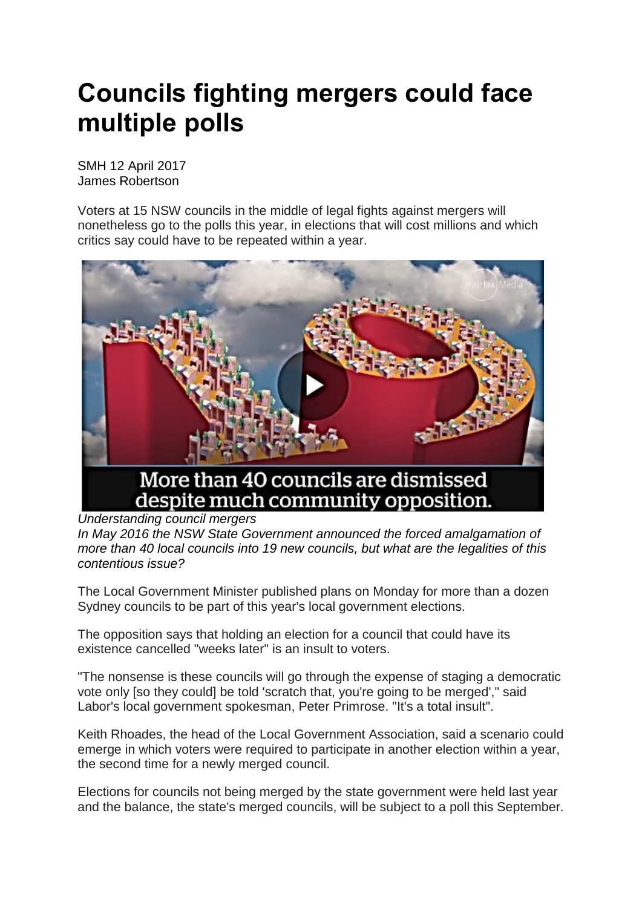# Councils fighting mergers could face multiple polls

SMH 12 April 2017
James Robertson

Voters at 15 NSW councils in the middle of legal fights against mergers will nonetheless go to the polls this year, in elections that will cost millions and which critics say could have to be repeated within a year.

*Understanding council mergers*
*In May 2016 the NSW State Government announced the forced amalgamation of more than 40 local councils into 19 new councils, but what are the legalities of this contentious issue?*

The Local Government Minister published plans on Monday for more than a dozen Sydney councils to be part of this year's local government elections.

The opposition says that holding an election for a council that could have its existence cancelled "weeks later" is an insult to voters.

"The nonsense is these councils will go through the expense of staging a democratic vote only [so they could] be told 'scratch that, you're going to be merged'," said Labor's local government spokesman, Peter Primrose. "It's a total insult".

Keith Rhoades, the head of the Local Government Association, said a scenario could emerge in which voters were required to participate in another election within a year, the second time for a newly merged council.

Elections for councils not being merged by the state government were held last year and the balance, the state's merged councils, will be subject to a poll this September.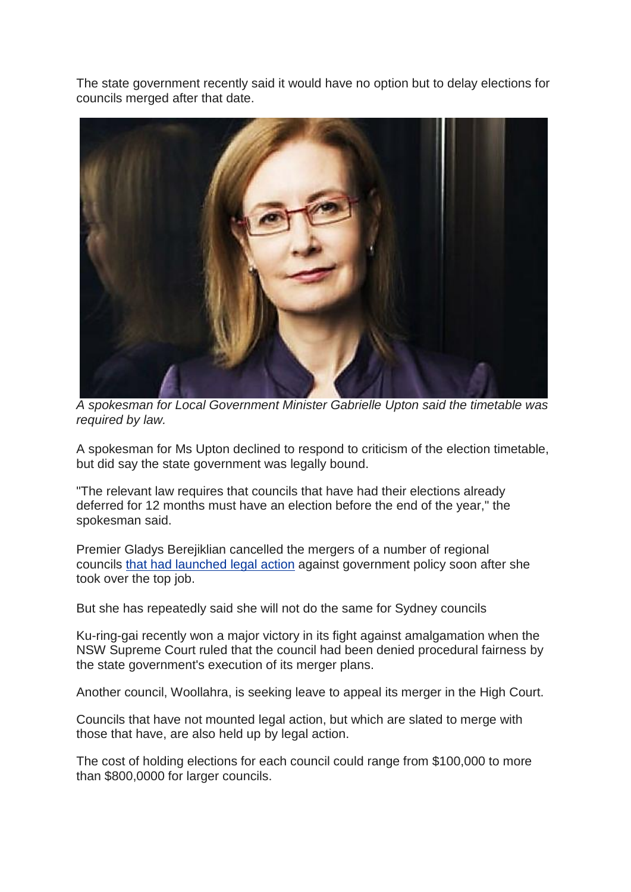The state government recently said it would have no option but to delay elections for councils merged after that date.

*A spokesman for Local Government Minister Gabrielle Upton said the timetable was required by law.*

A spokesman for Ms Upton declined to respond to criticism of the election timetable, but did say the state government was legally bound.

"The relevant law requires that councils that have had their elections already deferred for 12 months must have an election before the end of the year," the spokesman said.

Premier Gladys Berejiklian cancelled the mergers of a number of regional councils that had launched legal action against government policy soon after she took over the top job.

But she has repeatedly said she will not do the same for Sydney councils

Ku-ring-gai recently won a major victory in its fight against amalgamation when the NSW Supreme Court ruled that the council had been denied procedural fairness by the state government's execution of its merger plans.

Another council, Woollahra, is seeking leave to appeal its merger in the High Court.

Councils that have not mounted legal action, but which are slated to merge with those that have, are also held up by legal action.

The cost of holding elections for each council could range from $100,000 to more than $800,0000 for larger councils.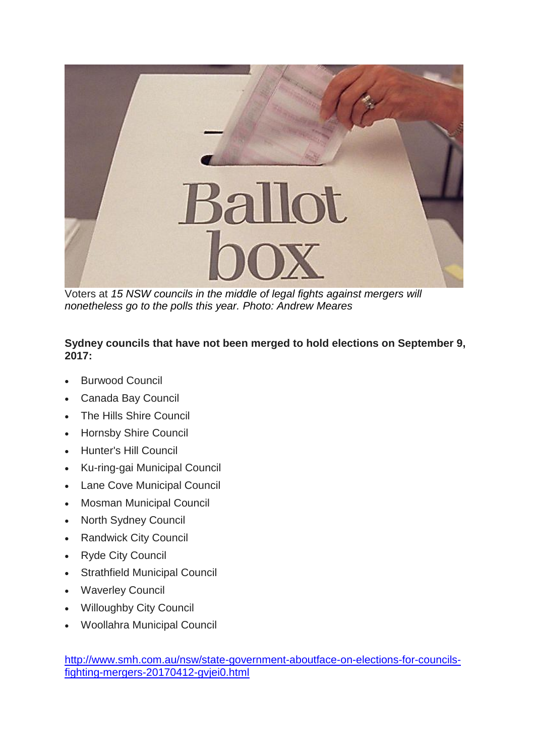Voters at *15 NSW councils in the middle of legal fights against mergers will nonetheless go to the polls this year. Photo: Andrew Meares*

**Sydney councils that have not been merged to hold elections on September 9, 2017:**

- Burwood Council
- Canada Bay Council
- The Hills Shire Council
- Hornsby Shire Council
- Hunter's Hill Council
- Ku-ring-gai Municipal Council
- Lane Cove Municipal Council
- Mosman Municipal Council
- North Sydney Council
- Randwick City Council
- Ryde City Council
- Strathfield Municipal Council
- Waverley Council
- Willoughby City Council
- Woollahra Municipal Council

http://www.smh.com.au/nsw/state-government-aboutface-on-elections-for-councils-fighting-mergers-20170412-gvjei0.html